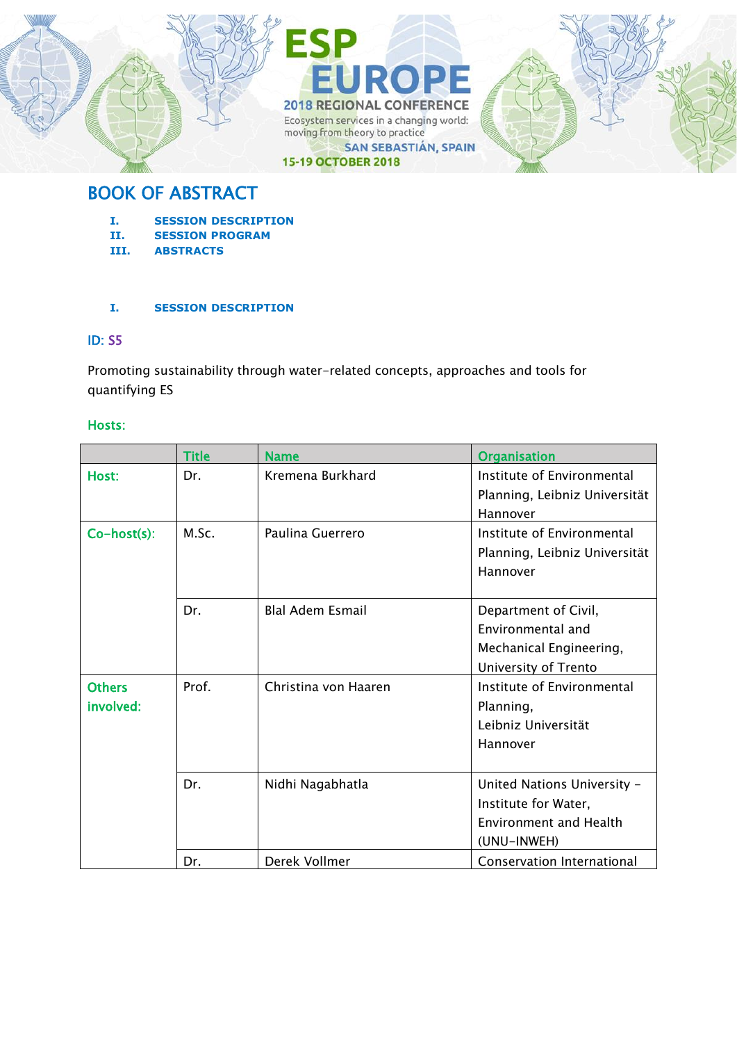ESP EUROPE
2018 REGIONAL CONFERENCE
Ecosystem services in a changing world: moving from theory to practice
SAN SEBASTIÁN, SPAIN
15-19 OCTOBER 2018

# BOOK OF ABSTRACT

I. **SESSION DESCRIPTION**
II. **SESSION PROGRAM**
III. **ABSTRACTS**

## I. SESSION DESCRIPTION

ID: S5

Promoting sustainability through water-related concepts, approaches and tools for quantifying ES

Hosts:

| | Title | Name | Organisation |
|---|---|---|---|
| Host: | Dr. | Kremena Burkhard | Institute of Environmental Planning, Leibniz Universität Hannover |
| Co-host(s): | M.Sc. | Paulina Guerrero | Institute of Environmental Planning, Leibniz Universität Hannover |
| | Dr. | Blal Adem Esmail | Department of Civil, Environmental and Mechanical Engineering, University of Trento |
| Others involved: | Prof. | Christina von Haaren | Institute of Environmental Planning, Leibniz Universität Hannover |
| | Dr. | Nidhi Nagabhatla | United Nations University – Institute for Water, Environment and Health (UNU-INWEH) |
| | Dr. | Derek Vollmer | Conservation International |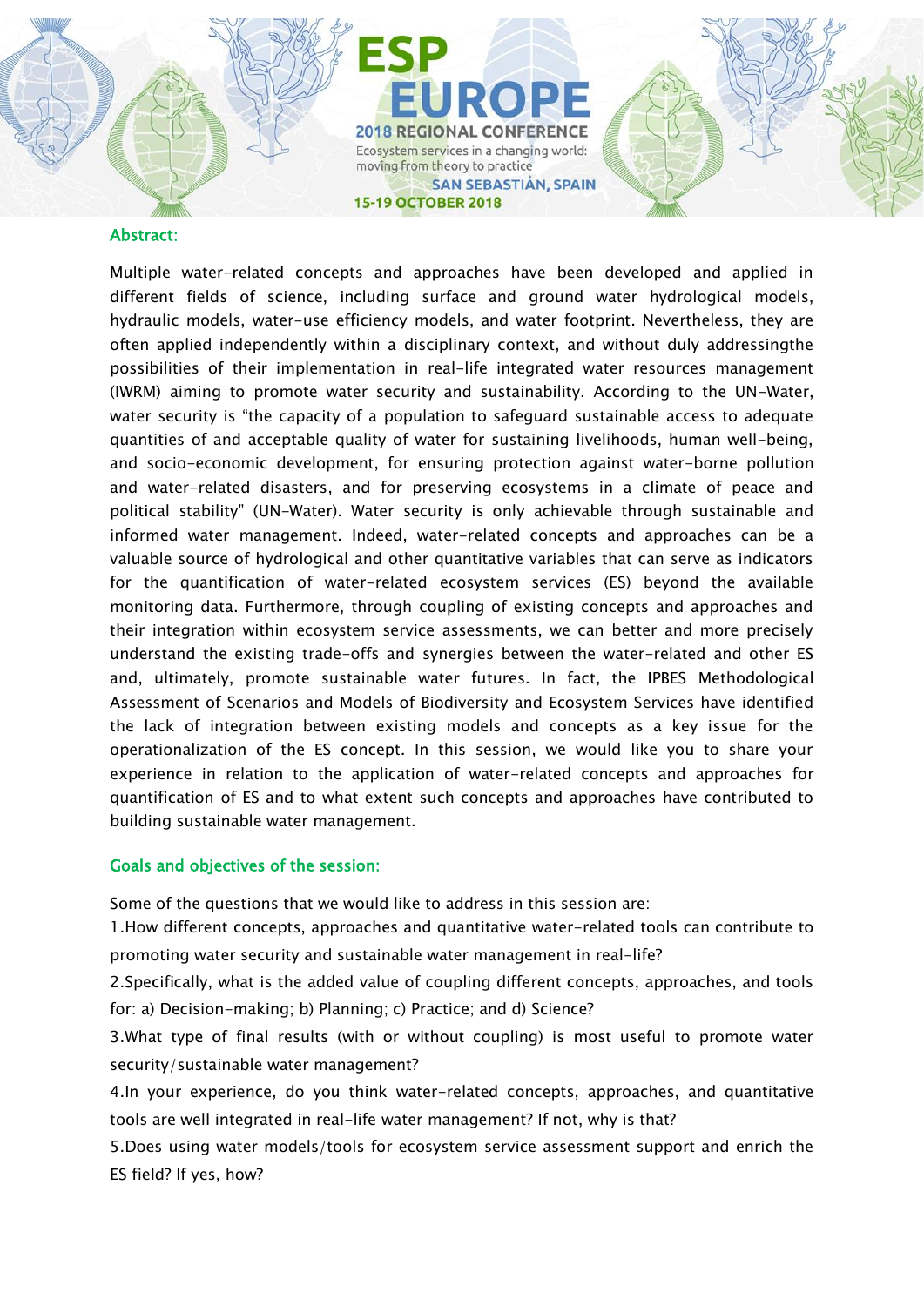## Abstract:

Multiple water-related concepts and approaches have been developed and applied in different fields of science, including surface and ground water hydrological models, hydraulic models, water-use efficiency models, and water footprint. Nevertheless, they are often applied independently within a disciplinary context, and without duly addressingthe possibilities of their implementation in real-life integrated water resources management (IWRM) aiming to promote water security and sustainability. According to the UN-Water, water security is "the capacity of a population to safeguard sustainable access to adequate quantities of and acceptable quality of water for sustaining livelihoods, human well-being, and socio-economic development, for ensuring protection against water-borne pollution and water-related disasters, and for preserving ecosystems in a climate of peace and political stability" (UN-Water). Water security is only achievable through sustainable and informed water management. Indeed, water-related concepts and approaches can be a valuable source of hydrological and other quantitative variables that can serve as indicators for the quantification of water-related ecosystem services (ES) beyond the available monitoring data. Furthermore, through coupling of existing concepts and approaches and their integration within ecosystem service assessments, we can better and more precisely understand the existing trade-offs and synergies between the water-related and other ES and, ultimately, promote sustainable water futures. In fact, the IPBES Methodological Assessment of Scenarios and Models of Biodiversity and Ecosystem Services have identified the lack of integration between existing models and concepts as a key issue for the operationalization of the ES concept. In this session, we would like you to share your experience in relation to the application of water-related concepts and approaches for quantification of ES and to what extent such concepts and approaches have contributed to building sustainable water management.

## Goals and objectives of the session:

Some of the questions that we would like to address in this session are:

1. How different concepts, approaches and quantitative water-related tools can contribute to promoting water security and sustainable water management in real-life?
2. Specifically, what is the added value of coupling different concepts, approaches, and tools for: a) Decision-making; b) Planning; c) Practice; and d) Science?
3. What type of final results (with or without coupling) is most useful to promote water security/sustainable water management?
4. In your experience, do you think water-related concepts, approaches, and quantitative tools are well integrated in real-life water management? If not, why is that?
5. Does using water models/tools for ecosystem service assessment support and enrich the ES field? If yes, how?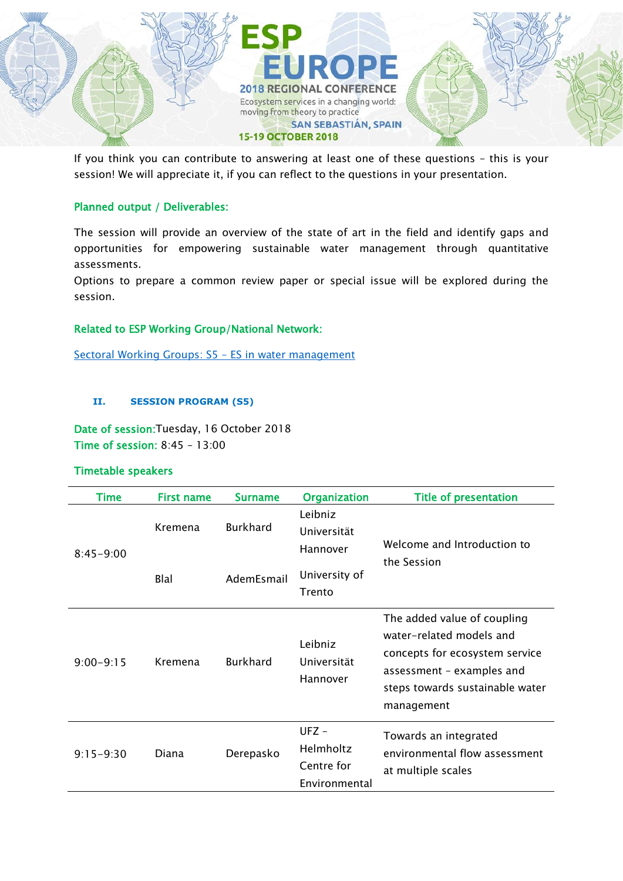If you think you can contribute to answering at least one of these questions – this is your session! We will appreciate it, if you can reflect to the questions in your presentation.

### Planned output / Deliverables:

The session will provide an overview of the state of art in the field and identify gaps and opportunities for empowering sustainable water management through quantitative assessments.

Options to prepare a common review paper or special issue will be explored during the session.

### Related to ESP Working Group/National Network:

Sectoral Working Groups: S5 – ES in water management

## II. SESSION PROGRAM (S5)

**Date of session:** Tuesday, 16 October 2018
**Time of session:** 8:45 – 13:00

### Timetable speakers

| Time | First name | Surname | Organization | Title of presentation |
|---|---|---|---|---|
| 8:45–9:00 | Kremena<br>Blal | Burkhard<br>AdemEsmail | Leibniz Universität Hannover<br>University of Trento | Welcome and Introduction to the Session |
| 9:00–9:15 | Kremena | Burkhard | Leibniz Universität Hannover | The added value of coupling water-related models and concepts for ecosystem service assessment – examples and steps towards sustainable water management |
| 9:15–9:30 | Diana | Derepasko | UFZ – Helmholtz Centre for Environmental | Towards an integrated environmental flow assessment at multiple scales |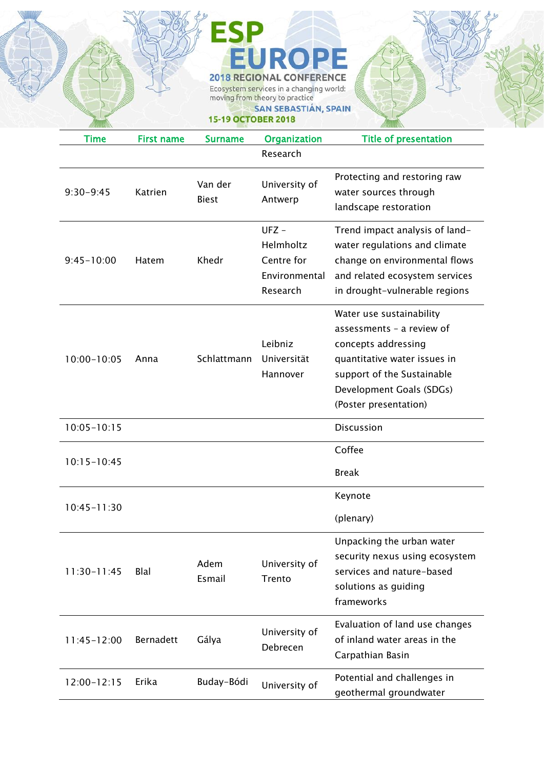| Time | First name | Surname | Organization | Title of presentation |
|---|---|---|---|---|
| | | | Research | |
| 9:30-9:45 | Katrien | Van der Biest | University of Antwerp | Protecting and restoring raw water sources through landscape restoration |
| 9:45-10:00 | Hatem | Khedr | UFZ – Helmholtz Centre for Environmental Research | Trend impact analysis of land-water regulations and climate change on environmental flows and related ecosystem services in drought-vulnerable regions |
| 10:00-10:05 | Anna | Schlattmann | Leibniz Universität Hannover | Water use sustainability assessments – a review of concepts addressing quantitative water issues in support of the Sustainable Development Goals (SDGs) (Poster presentation) |
| 10:05-10:15 | | | | Discussion |
| 10:15-10:45 | | | | Coffee Break |
| 10:45-11:30 | | | | Keynote (plenary) |
| 11:30-11:45 | Blal | Adem Esmail | University of Trento | Unpacking the urban water security nexus using ecosystem services and nature-based solutions as guiding frameworks |
| 11:45-12:00 | Bernadett | Gálya | University of Debrecen | Evaluation of land use changes of inland water areas in the Carpathian Basin |
| 12:00-12:15 | Erika | Buday-Bódi | University of | Potential and challenges in geothermal groundwater |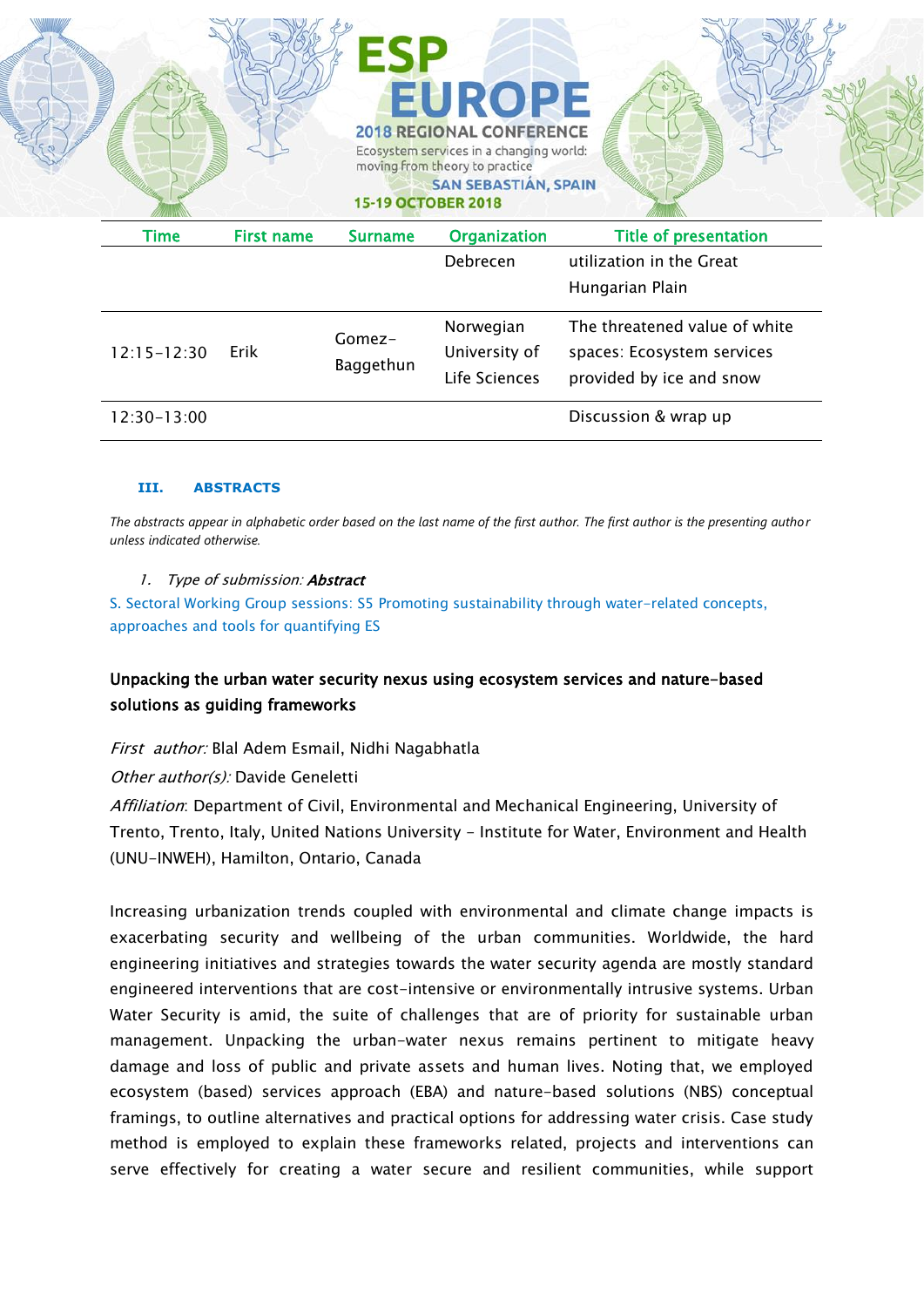| Time | First name | Surname | Organization | Title of presentation |
|---|---|---|---|---|
| | | | Debrecen | utilization in the Great Hungarian Plain |
| 12:15-12:30 | Erik | Gomez-Baggethun | Norwegian University of Life Sciences | The threatened value of white spaces: Ecosystem services provided by ice and snow |
| 12:30-13:00 | | | | Discussion & wrap up |

## III. ABSTRACTS

*The abstracts appear in alphabetic order based on the last name of the first author. The first author is the presenting author unless indicated otherwise.*

1. *Type of submission:* ***Abstract***

S. Sectoral Working Group sessions: S5 Promoting sustainability through water-related concepts, approaches and tools for quantifying ES

### Unpacking the urban water security nexus using ecosystem services and nature-based solutions as guiding frameworks

*First author:* Blal Adem Esmail, Nidhi Nagabhatla

*Other author(s):* Davide Geneletti

*Affiliation*: Department of Civil, Environmental and Mechanical Engineering, University of Trento, Trento, Italy, United Nations University - Institute for Water, Environment and Health (UNU-INWEH), Hamilton, Ontario, Canada

Increasing urbanization trends coupled with environmental and climate change impacts is exacerbating security and wellbeing of the urban communities. Worldwide, the hard engineering initiatives and strategies towards the water security agenda are mostly standard engineered interventions that are cost-intensive or environmentally intrusive systems. Urban Water Security is amid, the suite of challenges that are of priority for sustainable urban management. Unpacking the urban-water nexus remains pertinent to mitigate heavy damage and loss of public and private assets and human lives. Noting that, we employed ecosystem (based) services approach (EBA) and nature-based solutions (NBS) conceptual framings, to outline alternatives and practical options for addressing water crisis. Case study method is employed to explain these frameworks related, projects and interventions can serve effectively for creating a water secure and resilient communities, while support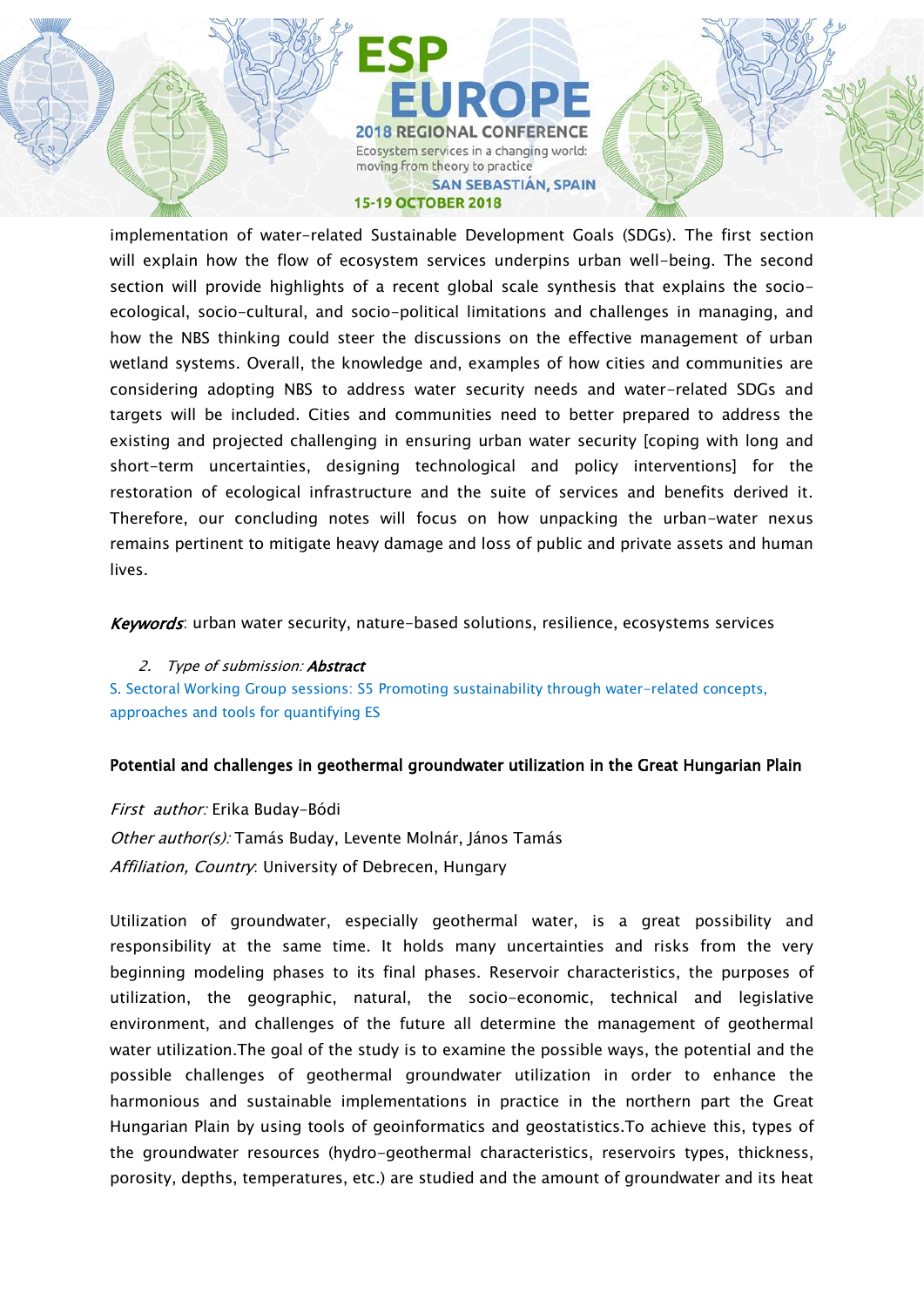implementation of water-related Sustainable Development Goals (SDGs). The first section will explain how the flow of ecosystem services underpins urban well-being. The second section will provide highlights of a recent global scale synthesis that explains the socio-ecological, socio-cultural, and socio-political limitations and challenges in managing, and how the NBS thinking could steer the discussions on the effective management of urban wetland systems. Overall, the knowledge and, examples of how cities and communities are considering adopting NBS to address water security needs and water-related SDGs and targets will be included. Cities and communities need to better prepared to address the existing and projected challenging in ensuring urban water security [coping with long and short-term uncertainties, designing technological and policy interventions] for the restoration of ecological infrastructure and the suite of services and benefits derived it. Therefore, our concluding notes will focus on how unpacking the urban-water nexus remains pertinent to mitigate heavy damage and loss of public and private assets and human lives.

***Keywords***: urban water security, nature-based solutions, resilience, ecosystems services

2. *Type of submission:* ***Abstract***

S. Sectoral Working Group sessions: S5 Promoting sustainability through water-related concepts, approaches and tools for quantifying ES

### Potential and challenges in geothermal groundwater utilization in the Great Hungarian Plain

*First author:* Erika Buday-Bódi

*Other author(s):* Tamás Buday, Levente Molnár, János Tamás

*Affiliation, Country*: University of Debrecen, Hungary

Utilization of groundwater, especially geothermal water, is a great possibility and responsibility at the same time. It holds many uncertainties and risks from the very beginning modeling phases to its final phases. Reservoir characteristics, the purposes of utilization, the geographic, natural, the socio-economic, technical and legislative environment, and challenges of the future all determine the management of geothermal water utilization.The goal of the study is to examine the possible ways, the potential and the possible challenges of geothermal groundwater utilization in order to enhance the harmonious and sustainable implementations in practice in the northern part the Great Hungarian Plain by using tools of geoinformatics and geostatistics.To achieve this, types of the groundwater resources (hydro-geothermal characteristics, reservoirs types, thickness, porosity, depths, temperatures, etc.) are studied and the amount of groundwater and its heat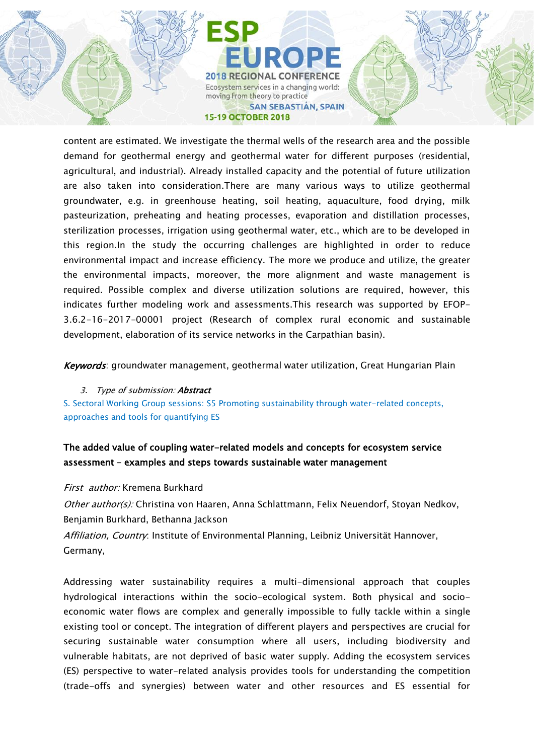content are estimated. We investigate the thermal wells of the research area and the possible demand for geothermal energy and geothermal water for different purposes (residential, agricultural, and industrial). Already installed capacity and the potential of future utilization are also taken into consideration.There are many various ways to utilize geothermal groundwater, e.g. in greenhouse heating, soil heating, aquaculture, food drying, milk pasteurization, preheating and heating processes, evaporation and distillation processes, sterilization processes, irrigation using geothermal water, etc., which are to be developed in this region.In the study the occurring challenges are highlighted in order to reduce environmental impact and increase efficiency. The more we produce and utilize, the greater the environmental impacts, moreover, the more alignment and waste management is required. Possible complex and diverse utilization solutions are required, however, this indicates further modeling work and assessments.This research was supported by EFOP-3.6.2-16-2017-00001 project (Research of complex rural economic and sustainable development, elaboration of its service networks in the Carpathian basin).

***Keywords***: groundwater management, geothermal water utilization, Great Hungarian Plain

3. *Type of submission:* ***Abstract***

S. Sectoral Working Group sessions: S5 Promoting sustainability through water-related concepts, approaches and tools for quantifying ES

**The added value of coupling water-related models and concepts for ecosystem service assessment – examples and steps towards sustainable water management**

*First author:* Kremena Burkhard

*Other author(s):* Christina von Haaren, Anna Schlattmann, Felix Neuendorf, Stoyan Nedkov, Benjamin Burkhard, Bethanna Jackson

*Affiliation, Country*: Institute of Environmental Planning, Leibniz Universität Hannover, Germany,

Addressing water sustainability requires a multi-dimensional approach that couples hydrological interactions within the socio-ecological system. Both physical and socio-economic water flows are complex and generally impossible to fully tackle within a single existing tool or concept. The integration of different players and perspectives are crucial for securing sustainable water consumption where all users, including biodiversity and vulnerable habitats, are not deprived of basic water supply. Adding the ecosystem services (ES) perspective to water-related analysis provides tools for understanding the competition (trade-offs and synergies) between water and other resources and ES essential for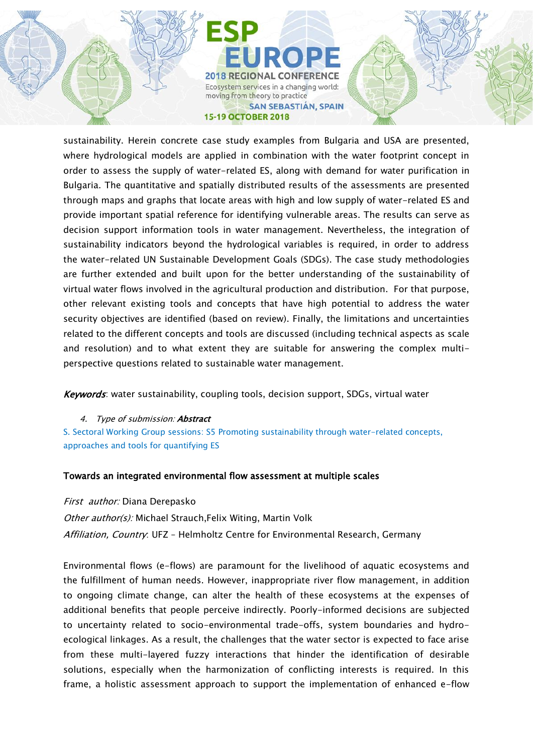sustainability. Herein concrete case study examples from Bulgaria and USA are presented, where hydrological models are applied in combination with the water footprint concept in order to assess the supply of water-related ES, along with demand for water purification in Bulgaria. The quantitative and spatially distributed results of the assessments are presented through maps and graphs that locate areas with high and low supply of water-related ES and provide important spatial reference for identifying vulnerable areas. The results can serve as decision support information tools in water management. Nevertheless, the integration of sustainability indicators beyond the hydrological variables is required, in order to address the water-related UN Sustainable Development Goals (SDGs). The case study methodologies are further extended and built upon for the better understanding of the sustainability of virtual water flows involved in the agricultural production and distribution. For that purpose, other relevant existing tools and concepts that have high potential to address the water security objectives are identified (based on review). Finally, the limitations and uncertainties related to the different concepts and tools are discussed (including technical aspects as scale and resolution) and to what extent they are suitable for answering the complex multi-perspective questions related to sustainable water management.

***Keywords***: water sustainability, coupling tools, decision support, SDGs, virtual water

4. *Type of submission:* ***Abstract***

S. Sectoral Working Group sessions: S5 Promoting sustainability through water-related concepts, approaches and tools for quantifying ES

**Towards an integrated environmental flow assessment at multiple scales**

*First author:* Diana Derepasko

*Other author(s):* Michael Strauch,Felix Witing, Martin Volk

*Affiliation, Country*: UFZ – Helmholtz Centre for Environmental Research, Germany

Environmental flows (e-flows) are paramount for the livelihood of aquatic ecosystems and the fulfillment of human needs. However, inappropriate river flow management, in addition to ongoing climate change, can alter the health of these ecosystems at the expenses of additional benefits that people perceive indirectly. Poorly-informed decisions are subjected to uncertainty related to socio-environmental trade-offs, system boundaries and hydro-ecological linkages. As a result, the challenges that the water sector is expected to face arise from these multi-layered fuzzy interactions that hinder the identification of desirable solutions, especially when the harmonization of conflicting interests is required. In this frame, a holistic assessment approach to support the implementation of enhanced e-flow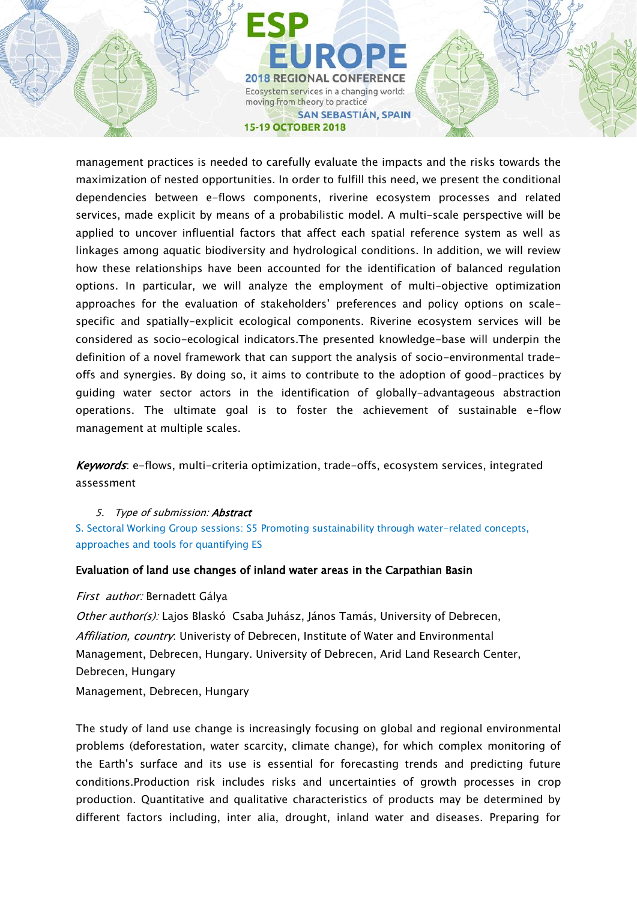management practices is needed to carefully evaluate the impacts and the risks towards the maximization of nested opportunities. In order to fulfill this need, we present the conditional dependencies between e-flows components, riverine ecosystem processes and related services, made explicit by means of a probabilistic model. A multi-scale perspective will be applied to uncover influential factors that affect each spatial reference system as well as linkages among aquatic biodiversity and hydrological conditions. In addition, we will review how these relationships have been accounted for the identification of balanced regulation options. In particular, we will analyze the employment of multi-objective optimization approaches for the evaluation of stakeholders' preferences and policy options on scale-specific and spatially-explicit ecological components. Riverine ecosystem services will be considered as socio-ecological indicators.The presented knowledge-base will underpin the definition of a novel framework that can support the analysis of socio-environmental trade-offs and synergies. By doing so, it aims to contribute to the adoption of good-practices by guiding water sector actors in the identification of globally-advantageous abstraction operations. The ultimate goal is to foster the achievement of sustainable e-flow management at multiple scales.

***Keywords***: e-flows, multi-criteria optimization, trade-offs, ecosystem services, integrated assessment

5. *Type of submission:* ***Abstract***

S. Sectoral Working Group sessions: S5 Promoting sustainability through water-related concepts, approaches and tools for quantifying ES

**Evaluation of land use changes of inland water areas in the Carpathian Basin**

*First author:* Bernadett Gálya

*Other author(s):* Lajos Blaskó Csaba Juhász, János Tamás, University of Debrecen,

*Affiliation, country*: Univeristy of Debrecen, Institute of Water and Environmental Management, Debrecen, Hungary. University of Debrecen, Arid Land Research Center, Debrecen, Hungary

Management, Debrecen, Hungary

The study of land use change is increasingly focusing on global and regional environmental problems (deforestation, water scarcity, climate change), for which complex monitoring of the Earth's surface and its use is essential for forecasting trends and predicting future conditions.Production risk includes risks and uncertainties of growth processes in crop production. Quantitative and qualitative characteristics of products may be determined by different factors including, inter alia, drought, inland water and diseases. Preparing for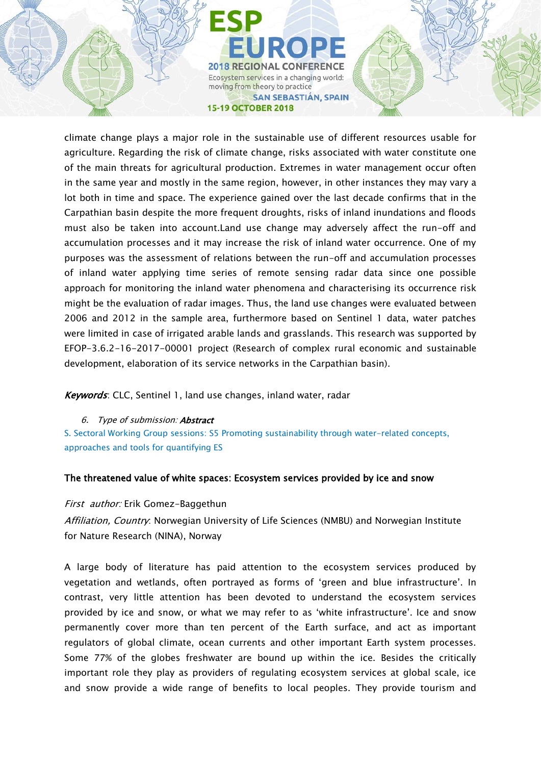climate change plays a major role in the sustainable use of different resources usable for agriculture. Regarding the risk of climate change, risks associated with water constitute one of the main threats for agricultural production. Extremes in water management occur often in the same year and mostly in the same region, however, in other instances they may vary a lot both in time and space. The experience gained over the last decade confirms that in the Carpathian basin despite the more frequent droughts, risks of inland inundations and floods must also be taken into account.Land use change may adversely affect the run-off and accumulation processes and it may increase the risk of inland water occurrence. One of my purposes was the assessment of relations between the run-off and accumulation processes of inland water applying time series of remote sensing radar data since one possible approach for monitoring the inland water phenomena and characterising its occurrence risk might be the evaluation of radar images. Thus, the land use changes were evaluated between 2006 and 2012 in the sample area, furthermore based on Sentinel 1 data, water patches were limited in case of irrigated arable lands and grasslands. This research was supported by EFOP-3.6.2-16-2017-00001 project (Research of complex rural economic and sustainable development, elaboration of its service networks in the Carpathian basin).

***Keywords***: CLC, Sentinel 1, land use changes, inland water, radar

6. *Type of submission:* ***Abstract***

S. Sectoral Working Group sessions: S5 Promoting sustainability through water-related concepts, approaches and tools for quantifying ES

**The threatened value of white spaces: Ecosystem services provided by ice and snow**

*First author:* Erik Gomez-Baggethun

*Affiliation, Country*: Norwegian University of Life Sciences (NMBU) and Norwegian Institute for Nature Research (NINA), Norway

A large body of literature has paid attention to the ecosystem services produced by vegetation and wetlands, often portrayed as forms of 'green and blue infrastructure'. In contrast, very little attention has been devoted to understand the ecosystem services provided by ice and snow, or what we may refer to as 'white infrastructure'. Ice and snow permanently cover more than ten percent of the Earth surface, and act as important regulators of global climate, ocean currents and other important Earth system processes. Some 77% of the globes freshwater are bound up within the ice. Besides the critically important role they play as providers of regulating ecosystem services at global scale, ice and snow provide a wide range of benefits to local peoples. They provide tourism and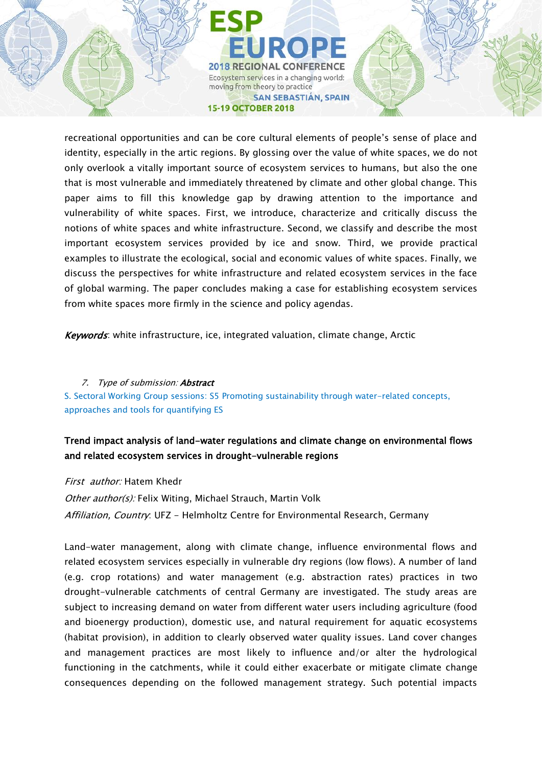recreational opportunities and can be core cultural elements of people's sense of place and identity, especially in the artic regions. By glossing over the value of white spaces, we do not only overlook a vitally important source of ecosystem services to humans, but also the one that is most vulnerable and immediately threatened by climate and other global change. This paper aims to fill this knowledge gap by drawing attention to the importance and vulnerability of white spaces. First, we introduce, characterize and critically discuss the notions of white spaces and white infrastructure. Second, we classify and describe the most important ecosystem services provided by ice and snow. Third, we provide practical examples to illustrate the ecological, social and economic values of white spaces. Finally, we discuss the perspectives for white infrastructure and related ecosystem services in the face of global warming. The paper concludes making a case for establishing ecosystem services from white spaces more firmly in the science and policy agendas.

***Keywords***: white infrastructure, ice, integrated valuation, climate change, Arctic

7. *Type of submission:* ***Abstract***

S. Sectoral Working Group sessions: S5 Promoting sustainability through water-related concepts, approaches and tools for quantifying ES

**Trend impact analysis of land-water regulations and climate change on environmental flows and related ecosystem services in drought-vulnerable regions**

*First author:* Hatem Khedr

*Other author(s):* Felix Witing, Michael Strauch, Martin Volk

*Affiliation, Country*: UFZ - Helmholtz Centre for Environmental Research, Germany

Land-water management, along with climate change, influence environmental flows and related ecosystem services especially in vulnerable dry regions (low flows). A number of land (e.g. crop rotations) and water management (e.g. abstraction rates) practices in two drought-vulnerable catchments of central Germany are investigated. The study areas are subject to increasing demand on water from different water users including agriculture (food and bioenergy production), domestic use, and natural requirement for aquatic ecosystems (habitat provision), in addition to clearly observed water quality issues. Land cover changes and management practices are most likely to influence and/or alter the hydrological functioning in the catchments, while it could either exacerbate or mitigate climate change consequences depending on the followed management strategy. Such potential impacts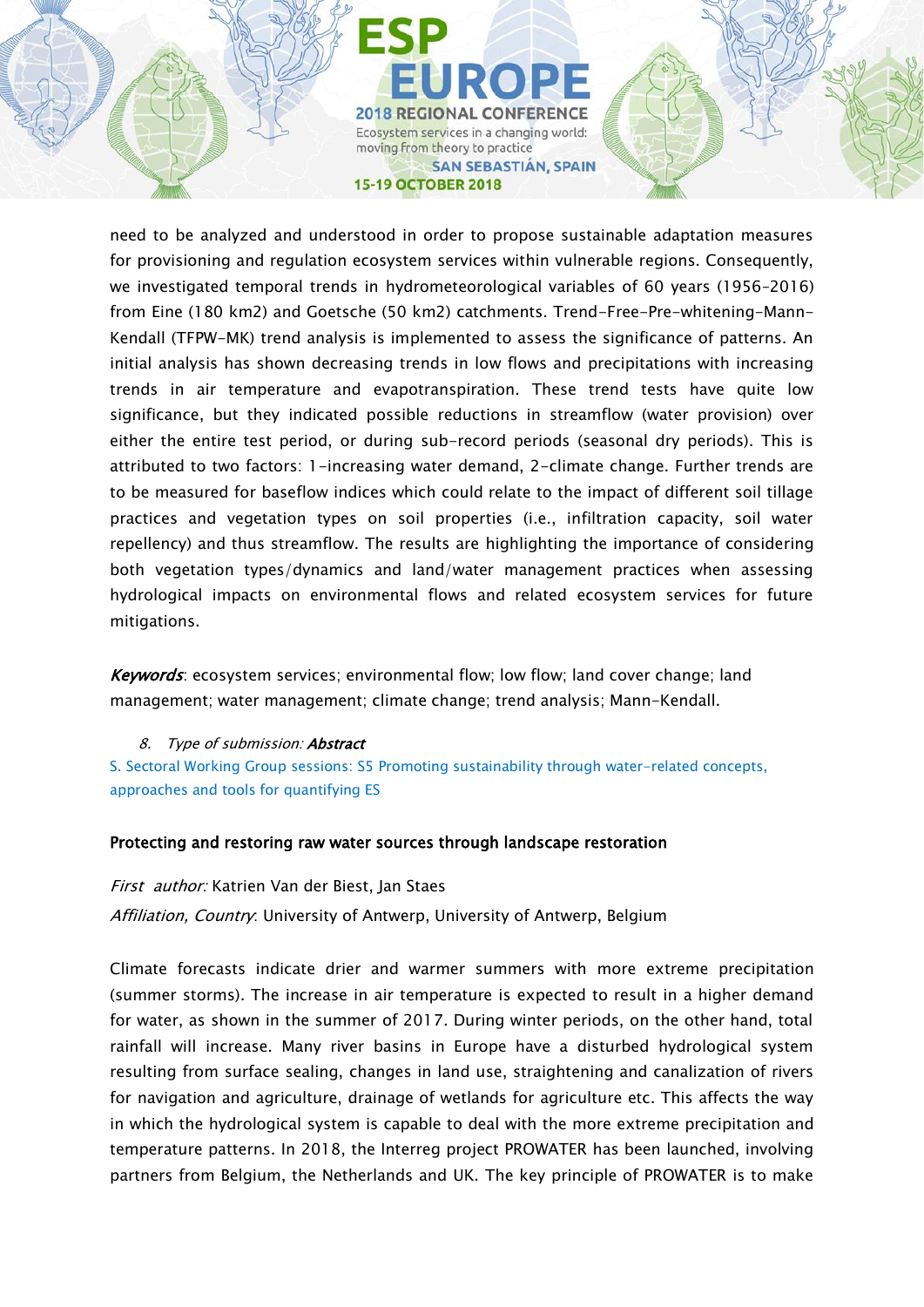need to be analyzed and understood in order to propose sustainable adaptation measures for provisioning and regulation ecosystem services within vulnerable regions. Consequently, we investigated temporal trends in hydrometeorological variables of 60 years (1956–2016) from Eine (180 km2) and Goetsche (50 km2) catchments. Trend-Free-Pre-whitening-Mann-Kendall (TFPW-MK) trend analysis is implemented to assess the significance of patterns. An initial analysis has shown decreasing trends in low flows and precipitations with increasing trends in air temperature and evapotranspiration. These trend tests have quite low significance, but they indicated possible reductions in streamflow (water provision) over either the entire test period, or during sub-record periods (seasonal dry periods). This is attributed to two factors: 1-increasing water demand, 2-climate change. Further trends are to be measured for baseflow indices which could relate to the impact of different soil tillage practices and vegetation types on soil properties (i.e., infiltration capacity, soil water repellency) and thus streamflow. The results are highlighting the importance of considering both vegetation types/dynamics and land/water management practices when assessing hydrological impacts on environmental flows and related ecosystem services for future mitigations.

***Keywords***: ecosystem services; environmental flow; low flow; land cover change; land management; water management; climate change; trend analysis; Mann-Kendall.

8. *Type of submission:* ***Abstract***

S. Sectoral Working Group sessions: S5 Promoting sustainability through water-related concepts, approaches and tools for quantifying ES

**Protecting and restoring raw water sources through landscape restoration**

*First author:* Katrien Van der Biest, Jan Staes

*Affiliation, Country*: University of Antwerp, University of Antwerp, Belgium

Climate forecasts indicate drier and warmer summers with more extreme precipitation (summer storms). The increase in air temperature is expected to result in a higher demand for water, as shown in the summer of 2017. During winter periods, on the other hand, total rainfall will increase. Many river basins in Europe have a disturbed hydrological system resulting from surface sealing, changes in land use, straightening and canalization of rivers for navigation and agriculture, drainage of wetlands for agriculture etc. This affects the way in which the hydrological system is capable to deal with the more extreme precipitation and temperature patterns. In 2018, the Interreg project PROWATER has been launched, involving partners from Belgium, the Netherlands and UK. The key principle of PROWATER is to make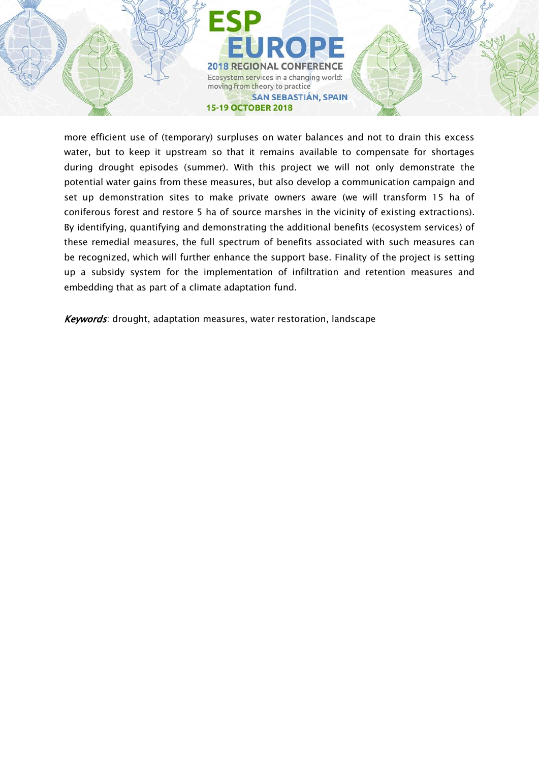more efficient use of (temporary) surpluses on water balances and not to drain this excess water, but to keep it upstream so that it remains available to compensate for shortages during drought episodes (summer). With this project we will not only demonstrate the potential water gains from these measures, but also develop a communication campaign and set up demonstration sites to make private owners aware (we will transform 15 ha of coniferous forest and restore 5 ha of source marshes in the vicinity of existing extractions). By identifying, quantifying and demonstrating the additional benefits (ecosystem services) of these remedial measures, the full spectrum of benefits associated with such measures can be recognized, which will further enhance the support base. Finality of the project is setting up a subsidy system for the implementation of infiltration and retention measures and embedding that as part of a climate adaptation fund.

*Keywords*: drought, adaptation measures, water restoration, landscape